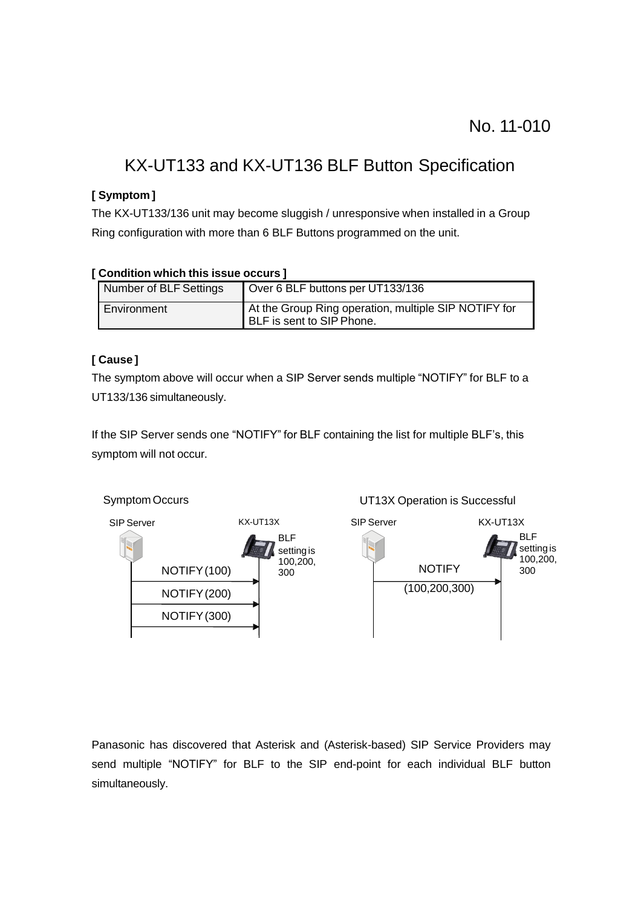No. 11-010

# KX-UT133 and KX-UT136 BLF Button Specification

**[ Symptom ]**

The KX-UT133/136 unit may become sluggish / unresponsive when installed in a Group Ring configuration with more than 6 BLF Buttons programmed on the unit.

**[ Condition which this issue occurs ]**

| Number of BLF Settings | Over 6 BLF buttons per UT133/136 |
|---|---|
| Environment | At the Group Ring operation, multiple SIP NOTIFY for BLF is sent to SIP Phone. |

**[ Cause ]**

The symptom above will occur when a SIP Server sends multiple "NOTIFY" for BLF to a UT133/136 simultaneously.

If the SIP Server sends one "NOTIFY" for BLF containing the list for multiple BLF's, this symptom will not occur.

Symptom Occurs

SIP Server → KX-UT13X (BLF setting is 100,200, 300)

- NOTIFY (100)
- NOTIFY (200)
- NOTIFY (300)

UT13X Operation is Successful

SIP Server → KX-UT13X (BLF setting is 100,200, 300)

- NOTIFY (100,200,300)

Panasonic has discovered that Asterisk and (Asterisk-based) SIP Service Providers may send multiple "NOTIFY" for BLF to the SIP end-point for each individual BLF button simultaneously.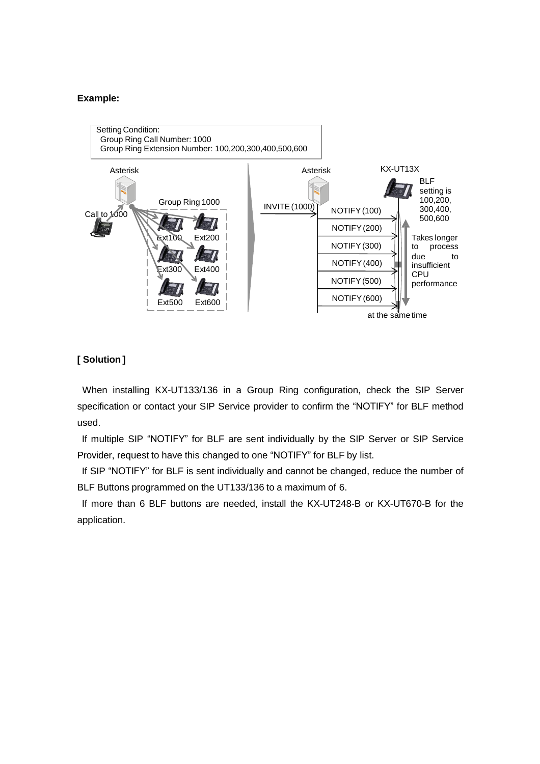**Example:**

Setting Condition:
Group Ring Call Number: 1000
Group Ring Extension Number: 100,200,300,400,500,600

Asterisk

Call to 1000

Group Ring 1000

Ext100 Ext200

Ext300 Ext400

Ext500 Ext600

Asterisk

KX-UT13X

INVITE (1000)

NOTIFY (100)

NOTIFY (200)

NOTIFY (300)

NOTIFY (400)

NOTIFY (500)

NOTIFY (600)

BLF setting is 100,200, 300,400, 500,600

Takes longer to process due to insufficient CPU performance

at the same time

**[ Solution ]**

When installing KX-UT133/136 in a Group Ring configuration, check the SIP Server specification or contact your SIP Service provider to confirm the "NOTIFY" for BLF method used.

If multiple SIP "NOTIFY" for BLF are sent individually by the SIP Server or SIP Service Provider, request to have this changed to one "NOTIFY" for BLF by list.

If SIP "NOTIFY" for BLF is sent individually and cannot be changed, reduce the number of BLF Buttons programmed on the UT133/136 to a maximum of 6.

If more than 6 BLF buttons are needed, install the KX-UT248-B or KX-UT670-B for the application.